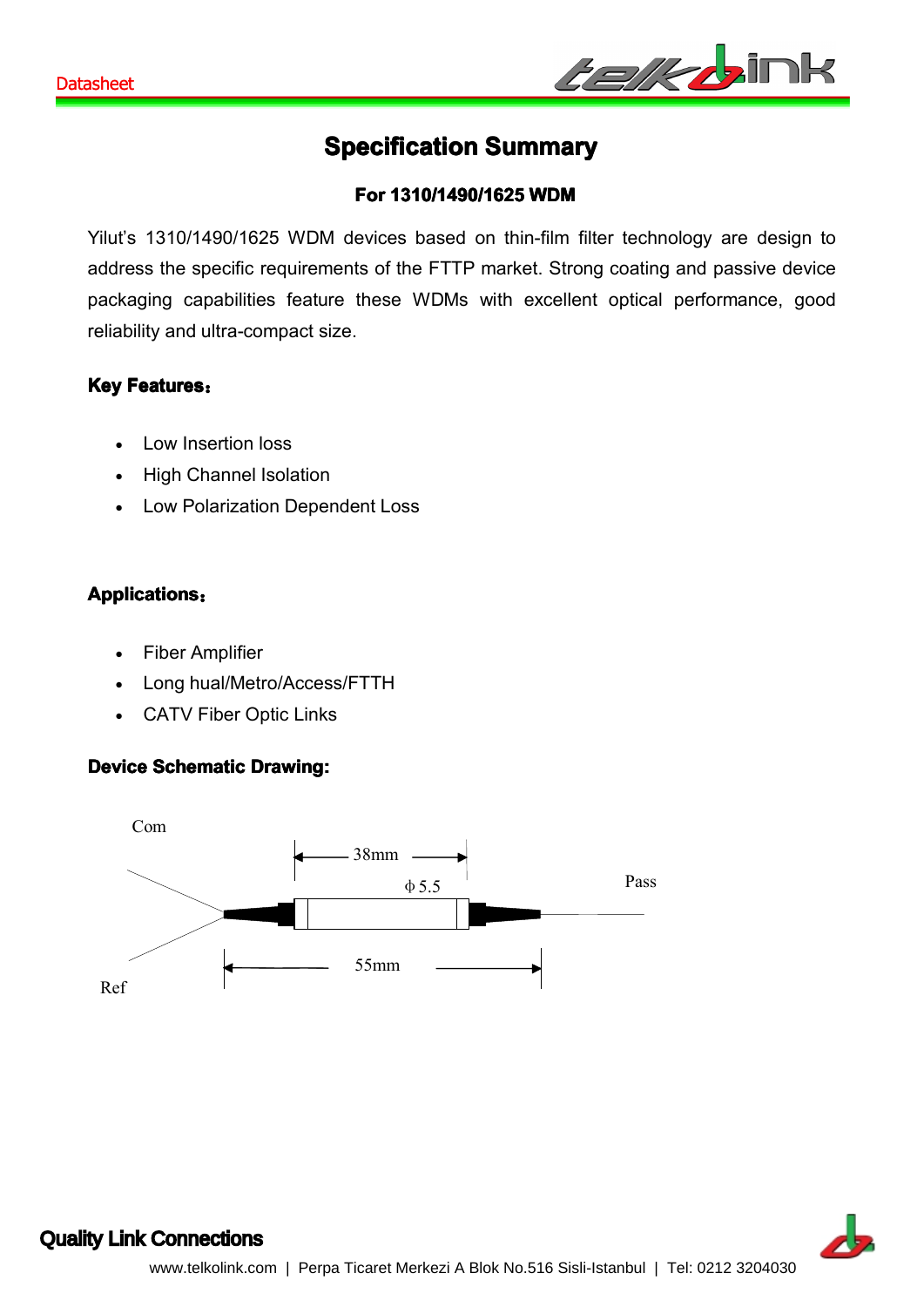# Specification Summary

### For 1310/1490/1625 WDM

Yilut's 1310/1490/1625 WDM devices based on thin-film filter technology are design to address the specific requirements of the FTTP market. Strong coating and passive device packaging capabilities feature these WDMs with excellent optical performance, good reliability and ultra-compact size.

**Key Features：**

- Low Insertion loss
- High Channel Isolation
- Low Polarization Dependent Loss

**Applications：**

- Fiber Amplifier
- Long hual/Metro/Access/FTTH
- CATV Fiber Optic Links

**Device Schematic Drawing:**

Com

38mm

ϕ 5.5

Pass

55mm

Ref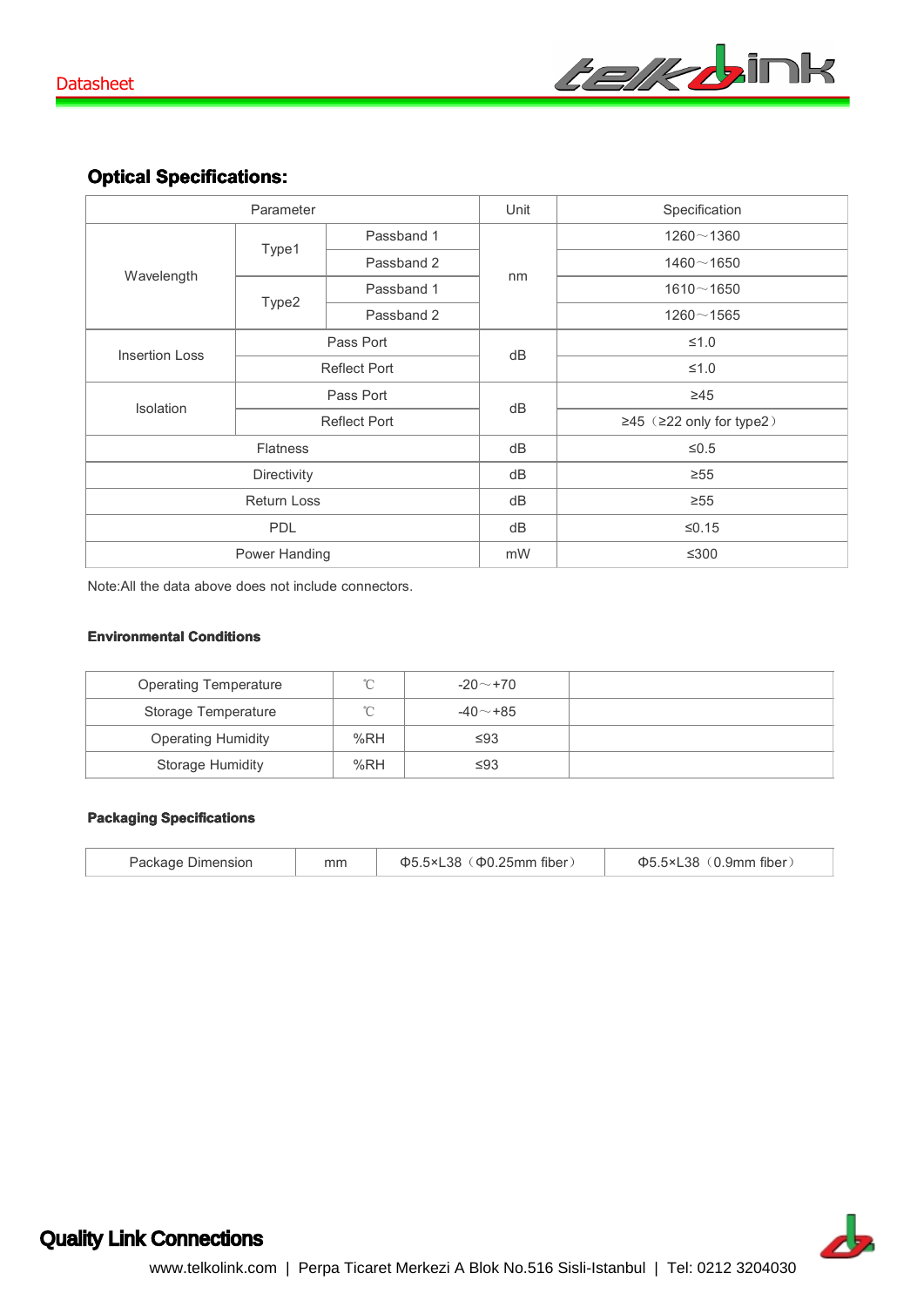## Optical Specifications:

| Parameter | | | Unit | Specification |
|---|---|---|---|---|
| Wavelength | Type1 | Passband 1 | nm | 1260～1360 |
| | | Passband 2 | | 1460～1650 |
| | Type2 | Passband 1 | | 1610～1650 |
| | | Passband 2 | | 1260～1565 |
| Insertion Loss | Pass Port | | dB | ≤1.0 |
| | Reflect Port | | | ≤1.0 |
| Isolation | Pass Port | | dB | ≥45 |
| | Reflect Port | | | ≥45（≥22 only for type2） |
| Flatness | | | dB | ≤0.5 |
| Directivity | | | dB | ≥55 |
| Return Loss | | | dB | ≥55 |
| PDL | | | dB | ≤0.15 |
| Power Handing | | | mW | ≤300 |

Note:All the data above does not include connectors.

#### Environmental Conditions

| | | | |
|---|---|---|---|
| Operating Temperature | ℃ | -20～+70 | |
| Storage Temperature | ℃ | -40～+85 | |
| Operating Humidity | %RH | ≤93 | |
| Storage Humidity | %RH | ≤93 | |

#### Packaging Specifications

| | | | |
|---|---|---|---|
| Package Dimension | mm | Φ5.5×L38（Φ0.25mm fiber） | Φ5.5×L38（0.9mm fiber） |

**Quality Link Connections**

www.telkolink.com | Perpa Ticaret Merkezi A Blok No.516 Sisli-Istanbul | Tel: 0212 3204030